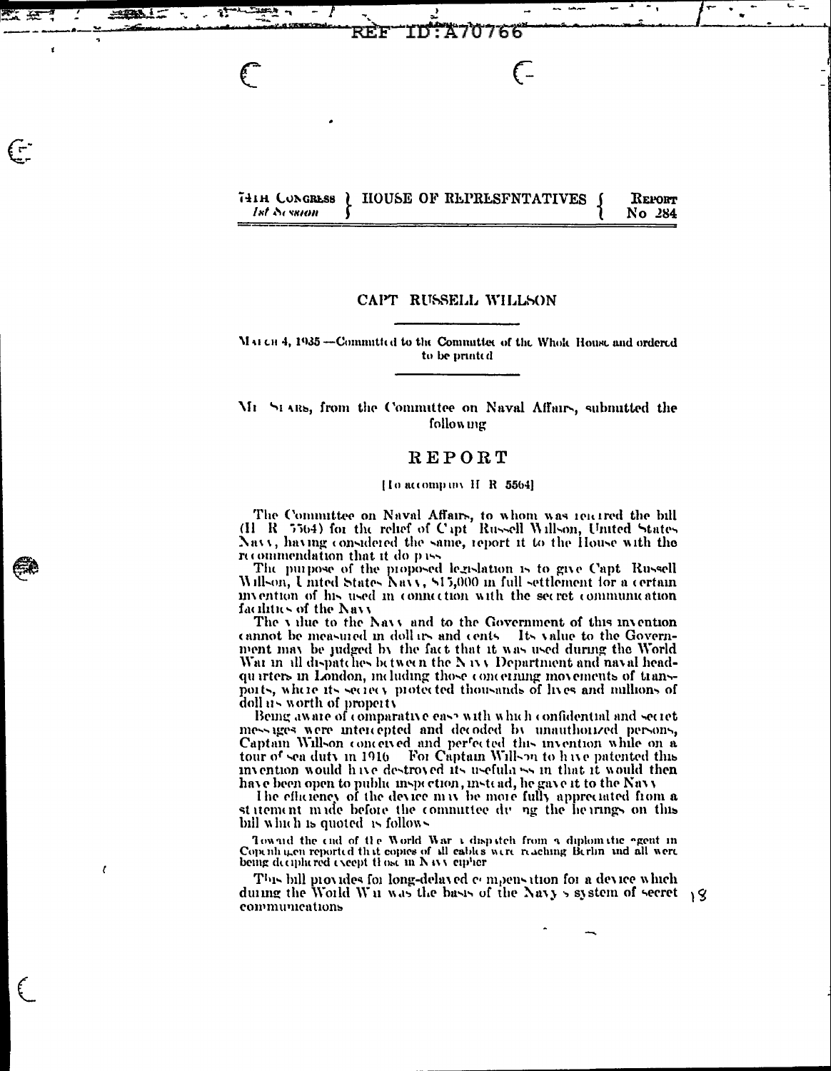REF ID:A70766

74TH CONGRESS } HOUSE OF REPRESENTATIVES { REPORT
*1st Session* } { No 284

## CAPT RUSSELL WILLSON

MARCH 4, 1935 —Committed to the Committee of the Whole House and ordered to be printed

MR SEARS, from the Committee on Naval Affairs, submitted the following

## REPORT

[To accompany H R 5564]

The Committee on Naval Affairs, to whom was referred the bill (H R 5564) for the relief of Capt Russell Willson, United States Navy, having considered the same, report it to the House with the recommendation that it do pass

The purpose of the proposed legislation is to give Capt Russell Willson, United States Navy, $15,000 in full settlement for a certain invention of his used in connection with the secret communication facilities of the Navy

The value to the Navy and to the Government of this invention cannot be measured in dollars and cents Its value to the Government may be judged by the fact that it was used during the World War in all dispatches between the Navy Department and naval headquarters in London, including those concerning movements of transports, where its secrecy protected thousands of lives and millions of dollars worth of property

Being aware of comparative ease with which confidential and secret messages were intercepted and decoded by unauthorized persons, Captain Willson conceived and perfected this invention while on a tour of sea duty in 1916 For Captain Willson to have patented this invention would have destroyed its usefulness in that it would then have been open to public inspection, instead, he gave it to the Navy

The efficiency of the device may be more fully appreciated from a statement made before the committee during the hearings on this bill which is quoted as follows

> Toward the end of the World War a dispatch from a diplomatic agent in Copenhagen reported that copies of all cables were reaching Berlin and all were being deciphered except those in Navy cipher

This bill provides for long-delayed compensation for a device which during the World War was the basis of the Navy's system of secret communications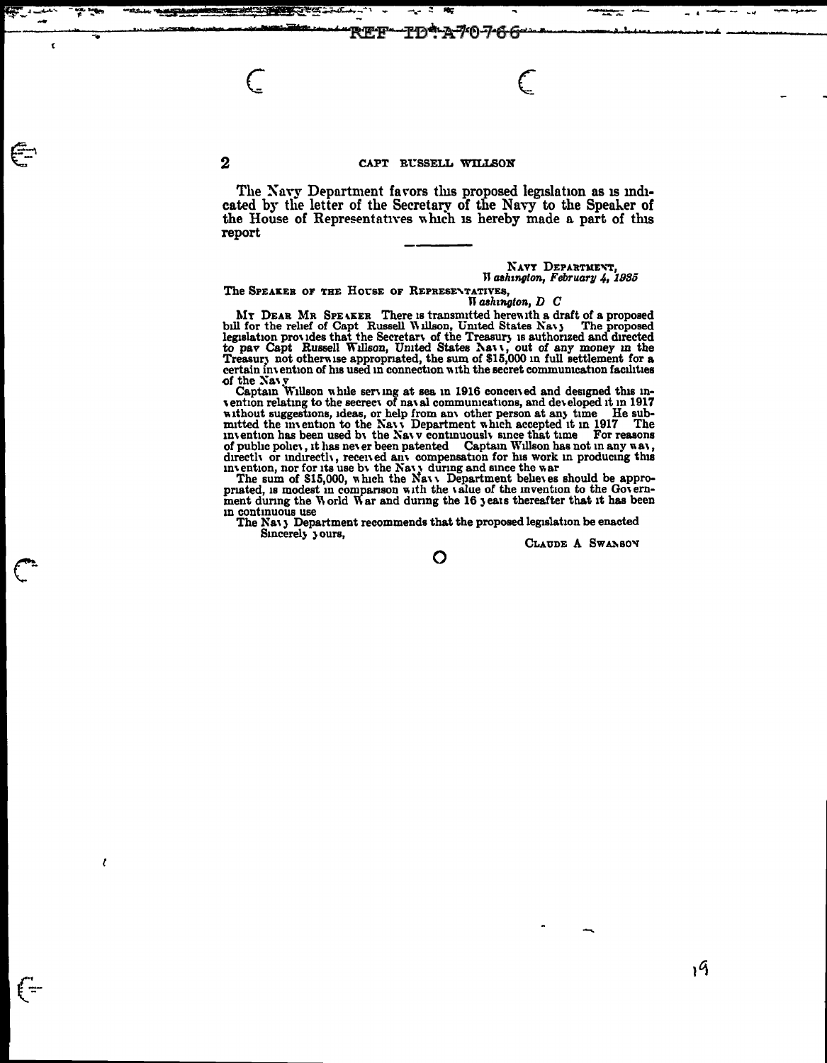The Navy Department favors this proposed legislation as is indicated by the letter of the Secretary of the Navy to the Speaker of the House of Representatives which is hereby made a part of this report

---

NAVY DEPARTMENT,
*Washington, February 4, 1935*

The SPEAKER OF THE HOUSE OF REPRESENTATIVES,
*Washington, D C*

MY DEAR MR SPEAKER There is transmitted herewith a draft of a proposed bill for the relief of Capt Russell Willson, United States Navy The proposed legislation provides that the Secretary of the Treasury is authorized and directed to pay Capt Russell Willson, United States Navy, out of any money in the Treasury not otherwise appropriated, the sum of $15,000 in full settlement for a certain invention of his used in connection with the secret communication facilities of the Navy

Captain Willson while serving at sea in 1916 conceived and designed this invention relating to the secrecy of naval communications, and developed it in 1917 without suggestions, ideas, or help from any other person at any time He submitted the invention to the Navy Department which accepted it in 1917 The invention has been used by the Navy continuously since that time For reasons of public policy, it has never been patented Captain Willson has not in any way, directly or indirectly, received any compensation for his work in producing this invention, nor for its use by the Navy during and since the war

The sum of $15,000, which the Navy Department believes should be appropriated, is modest in comparison with the value of the invention to the Government during the World War and during the 16 years thereafter that it has been in continuous use

The Navy Department recommends that the proposed legislation be enacted

Sincerely yours,

CLAUDE A SWANSON